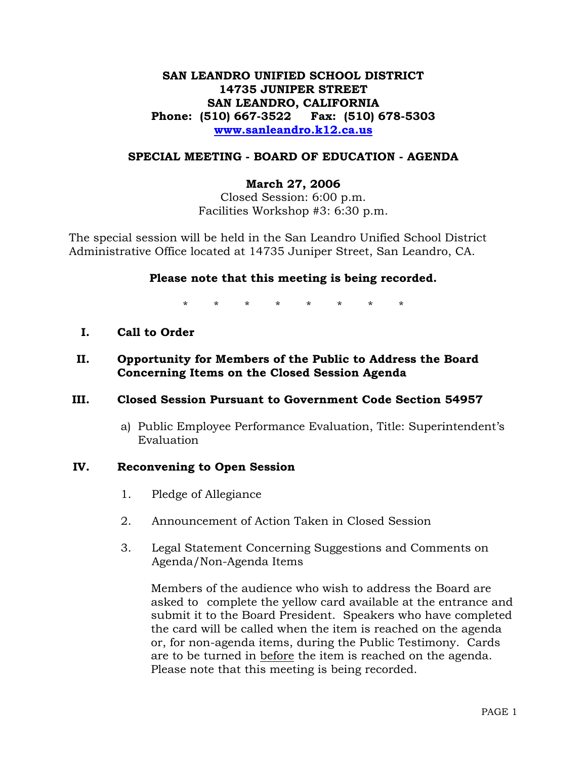**SAN LEANDRO UNIFIED SCHOOL DISTRICT**
**14735 JUNIPER STREET**
**SAN LEANDRO, CALIFORNIA**
**Phone: (510) 667-3522 Fax: (510) 678-5303**
**[www.sanleandro.k12.ca.us](http://www.sanleandro.k12.ca.us)**

## SPECIAL MEETING - BOARD OF EDUCATION - AGENDA

**March 27, 2006**
Closed Session: 6:00 p.m.
Facilities Workshop #3: 6:30 p.m.

The special session will be held in the San Leandro Unified School District Administrative Office located at 14735 Juniper Street, San Leandro, CA.

**Please note that this meeting is being recorded.**

\* \* \* \* \* \* \* \*

**I. Call to Order**

**II. Opportunity for Members of the Public to Address the Board Concerning Items on the Closed Session Agenda**

**III. Closed Session Pursuant to Government Code Section 54957**

a) Public Employee Performance Evaluation, Title: Superintendent's Evaluation

**IV. Reconvening to Open Session**

1. Pledge of Allegiance

2. Announcement of Action Taken in Closed Session

3. Legal Statement Concerning Suggestions and Comments on Agenda/Non-Agenda Items

   Members of the audience who wish to address the Board are asked to complete the yellow card available at the entrance and submit it to the Board President. Speakers who have completed the card will be called when the item is reached on the agenda or, for non-agenda items, during the Public Testimony. Cards are to be turned in <u>before</u> the item is reached on the agenda. Please note that this meeting is being recorded.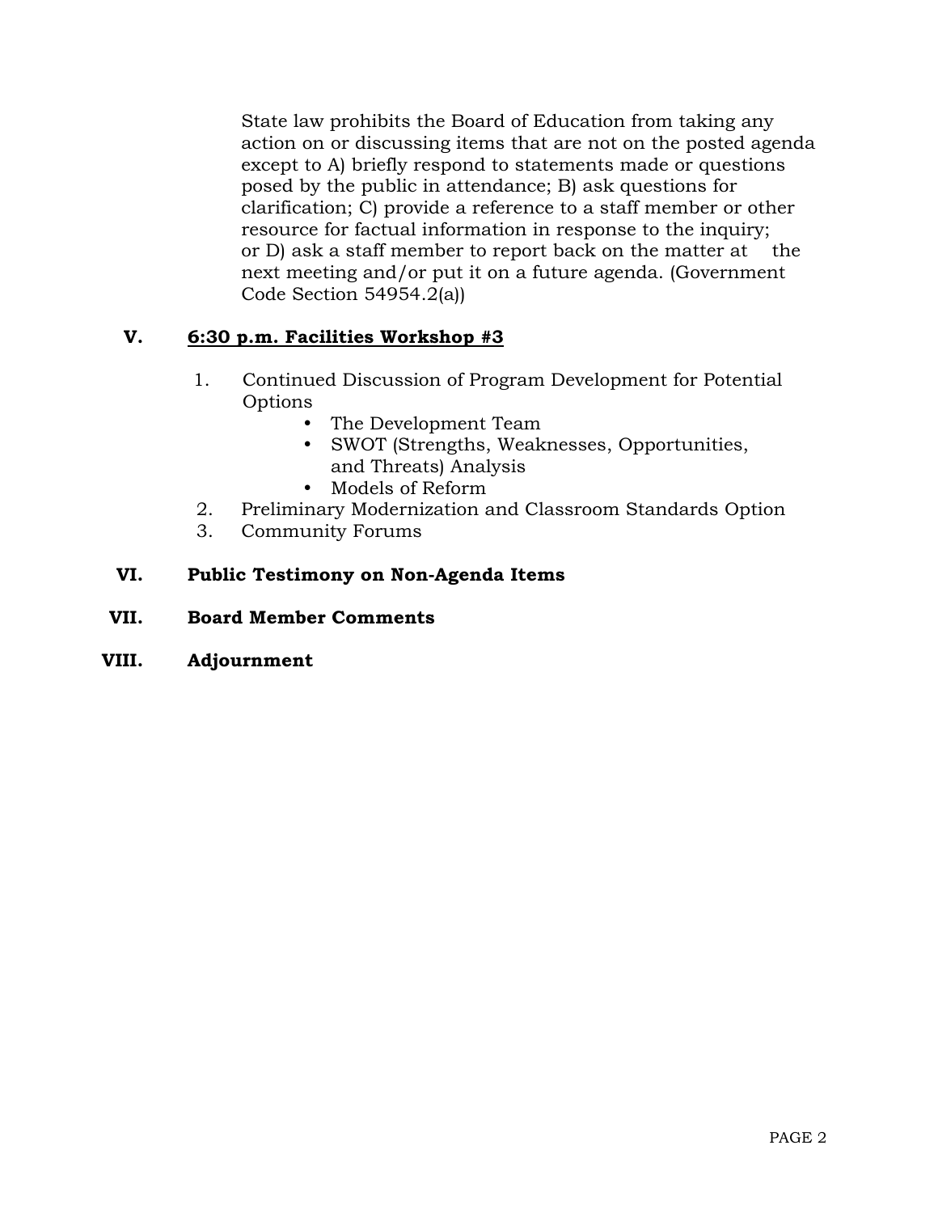State law prohibits the Board of Education from taking any action on or discussing items that are not on the posted agenda except to A) briefly respond to statements made or questions posed by the public in attendance; B) ask questions for clarification; C) provide a reference to a staff member or other resource for factual information in response to the inquiry; or D) ask a staff member to report back on the matter at the next meeting and/or put it on a future agenda. (Government Code Section 54954.2(a))

**V. 6:30 p.m. Facilities Workshop #3**

1. Continued Discussion of Program Development for Potential Options
   - The Development Team
   - SWOT (Strengths, Weaknesses, Opportunities, and Threats) Analysis
   - Models of Reform
2. Preliminary Modernization and Classroom Standards Option
3. Community Forums

**VI. Public Testimony on Non-Agenda Items**

**VII. Board Member Comments**

**VIII. Adjournment**